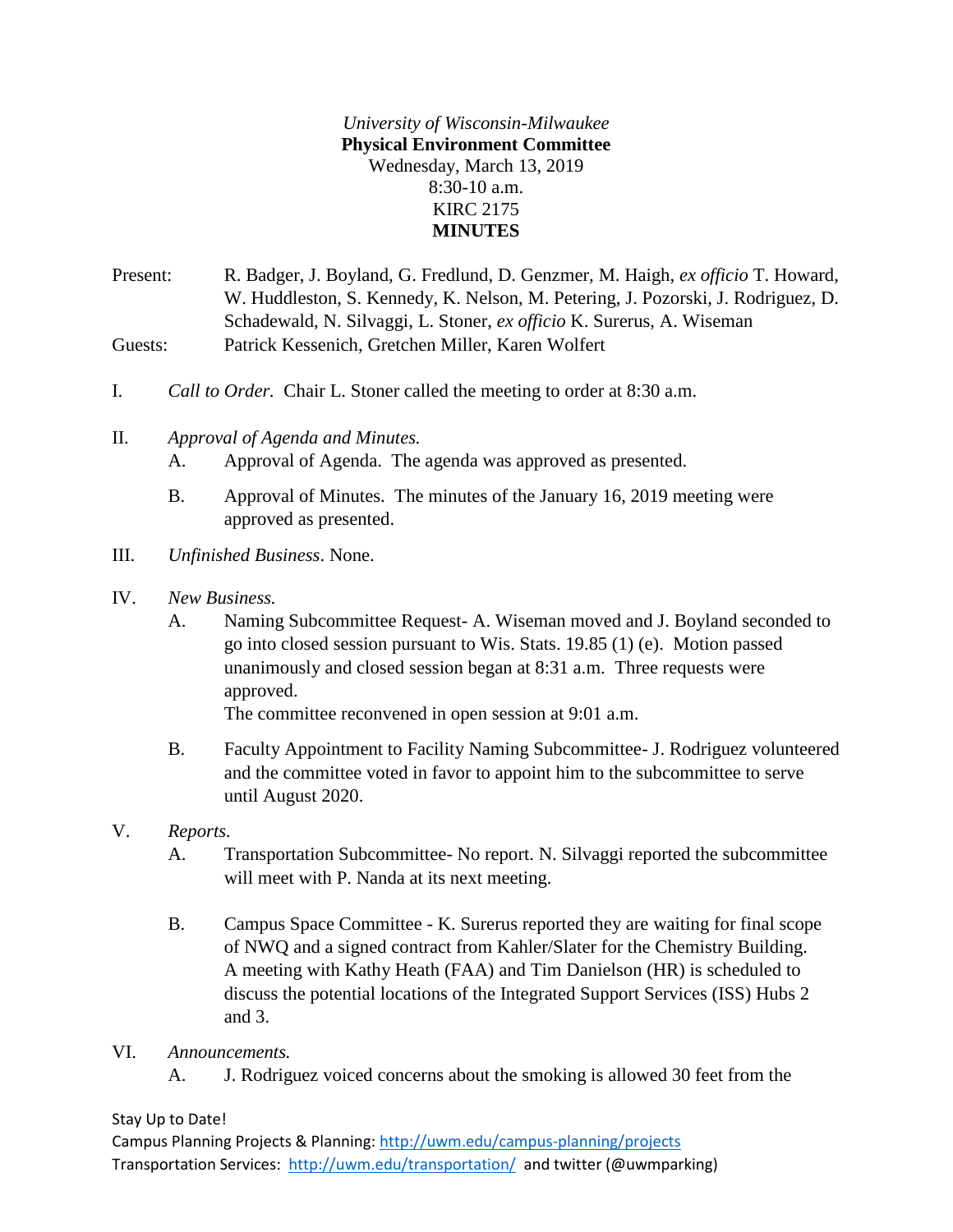*University of Wisconsin-Milwaukee*
**Physical Environment Committee**
Wednesday, March 13, 2019
8:30-10 a.m.
KIRC 2175
**MINUTES**

Present: R. Badger, J. Boyland, G. Fredlund, D. Genzmer, M. Haigh, *ex officio* T. Howard, W. Huddleston, S. Kennedy, K. Nelson, M. Petering, J. Pozorski, J. Rodriguez, D. Schadewald, N. Silvaggi, L. Stoner, *ex officio* K. Surerus, A. Wiseman

Guests: Patrick Kessenich, Gretchen Miller, Karen Wolfert

I. *Call to Order.* Chair L. Stoner called the meeting to order at 8:30 a.m.

II. *Approval of Agenda and Minutes.*

A. Approval of Agenda. The agenda was approved as presented.

B. Approval of Minutes. The minutes of the January 16, 2019 meeting were approved as presented.

III. *Unfinished Business*. None.

IV. *New Business.*

A. Naming Subcommittee Request- A. Wiseman moved and J. Boyland seconded to go into closed session pursuant to Wis. Stats. 19.85 (1) (e). Motion passed unanimously and closed session began at 8:31 a.m. Three requests were approved.
The committee reconvened in open session at 9:01 a.m.

B. Faculty Appointment to Facility Naming Subcommittee- J. Rodriguez volunteered and the committee voted in favor to appoint him to the subcommittee to serve until August 2020.

V. *Reports.*

A. Transportation Subcommittee- No report. N. Silvaggi reported the subcommittee will meet with P. Nanda at its next meeting.

B. Campus Space Committee - K. Surerus reported they are waiting for final scope of NWQ and a signed contract from Kahler/Slater for the Chemistry Building. A meeting with Kathy Heath (FAA) and Tim Danielson (HR) is scheduled to discuss the potential locations of the Integrated Support Services (ISS) Hubs 2 and 3.

VI. *Announcements.*

A. J. Rodriguez voiced concerns about the smoking is allowed 30 feet from the

Stay Up to Date!
Campus Planning Projects & Planning: http://uwm.edu/campus-planning/projects
Transportation Services: http://uwm.edu/transportation/ and twitter (@uwmparking)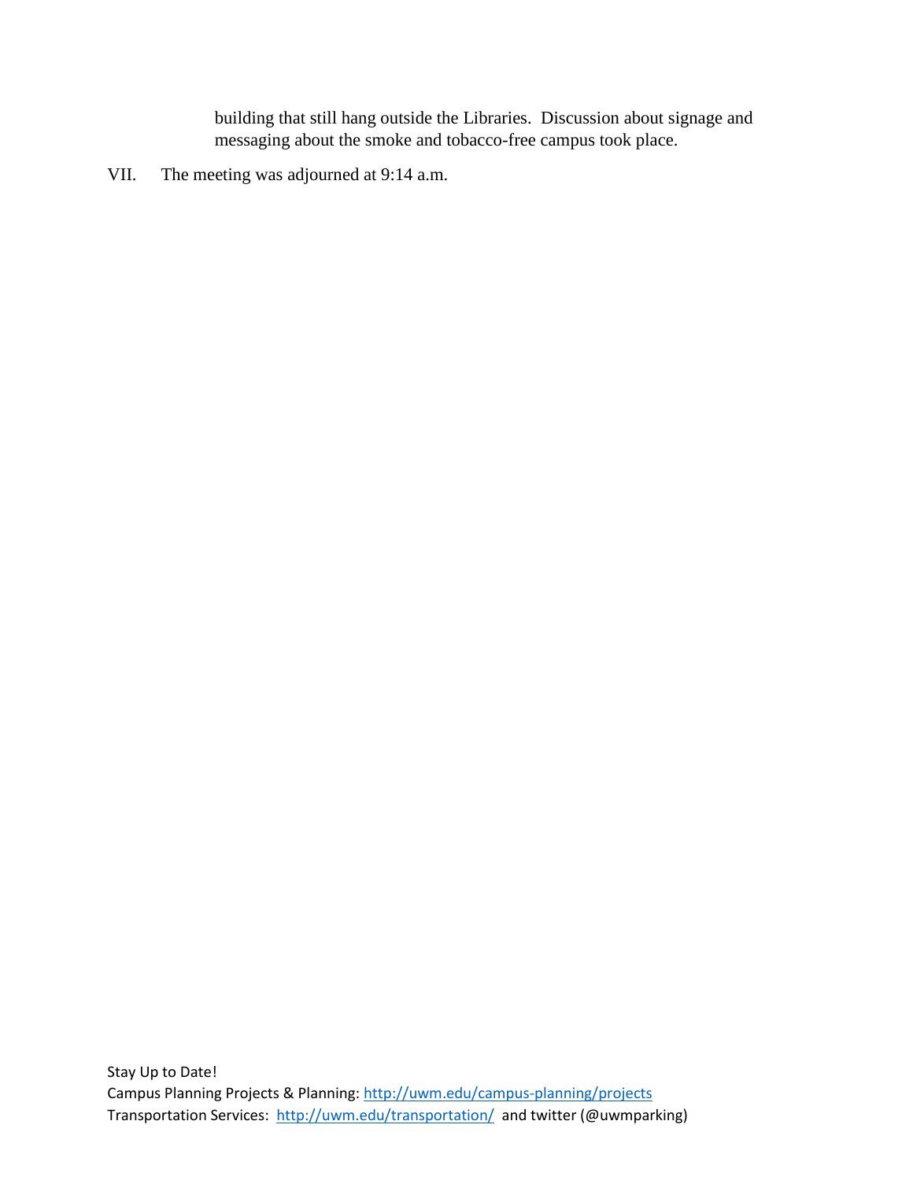building that still hang outside the Libraries. Discussion about signage and messaging about the smoke and tobacco-free campus took place.

VII. The meeting was adjourned at 9:14 a.m.

Stay Up to Date!
Campus Planning Projects & Planning: http://uwm.edu/campus-planning/projects
Transportation Services: http://uwm.edu/transportation/ and twitter (@uwmparking)